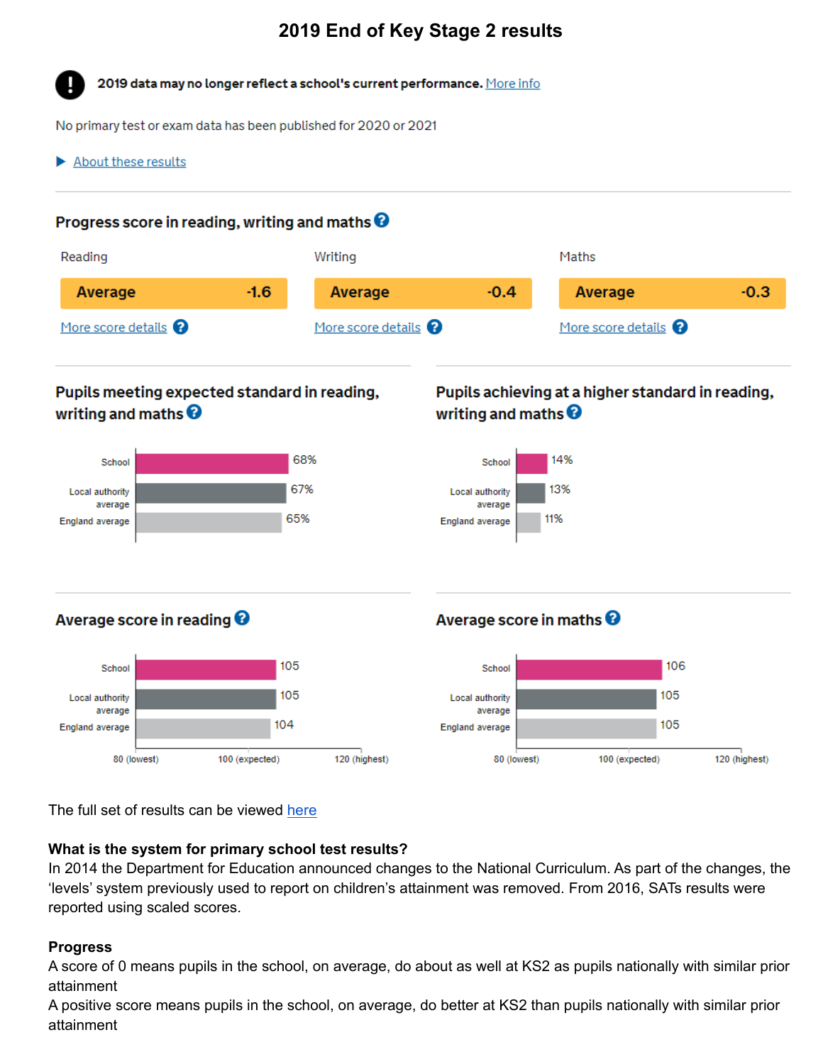# 2019 End of Key Stage 2 results

**2019 data may no longer reflect a school's current performance.** More info

No primary test or exam data has been published for 2020 or 2021

About these results

## Progress score in reading, writing and maths

| Reading | Writing | Maths |
|---|---|---|
| Average -1.6 | Average -0.4 | Average -0.3 |
| More score details | More score details | More score details |

## Pupils meeting expected standard in reading, writing and maths

| | % |
|---|---|
| School | 68% |
| Local authority average | 67% |
| England average | 65% |

## Pupils achieving at a higher standard in reading, writing and maths

| | % |
|---|---|
| School | 14% |
| Local authority average | 13% |
| England average | 11% |

## Average score in reading

| | Score |
|---|---|
| School | 105 |
| Local authority average | 105 |
| England average | 104 |

80 (lowest) — 100 (expected) — 120 (highest)

## Average score in maths

| | Score |
|---|---|
| School | 106 |
| Local authority average | 105 |
| England average | 105 |

80 (lowest) — 100 (expected) — 120 (highest)

The full set of results can be viewed here

**What is the system for primary school test results?**
In 2014 the Department for Education announced changes to the National Curriculum. As part of the changes, the 'levels' system previously used to report on children's attainment was removed. From 2016, SATs results were reported using scaled scores.

**Progress**
A score of 0 means pupils in the school, on average, do about as well at KS2 as pupils nationally with similar prior attainment
A positive score means pupils in the school, on average, do better at KS2 than pupils nationally with similar prior attainment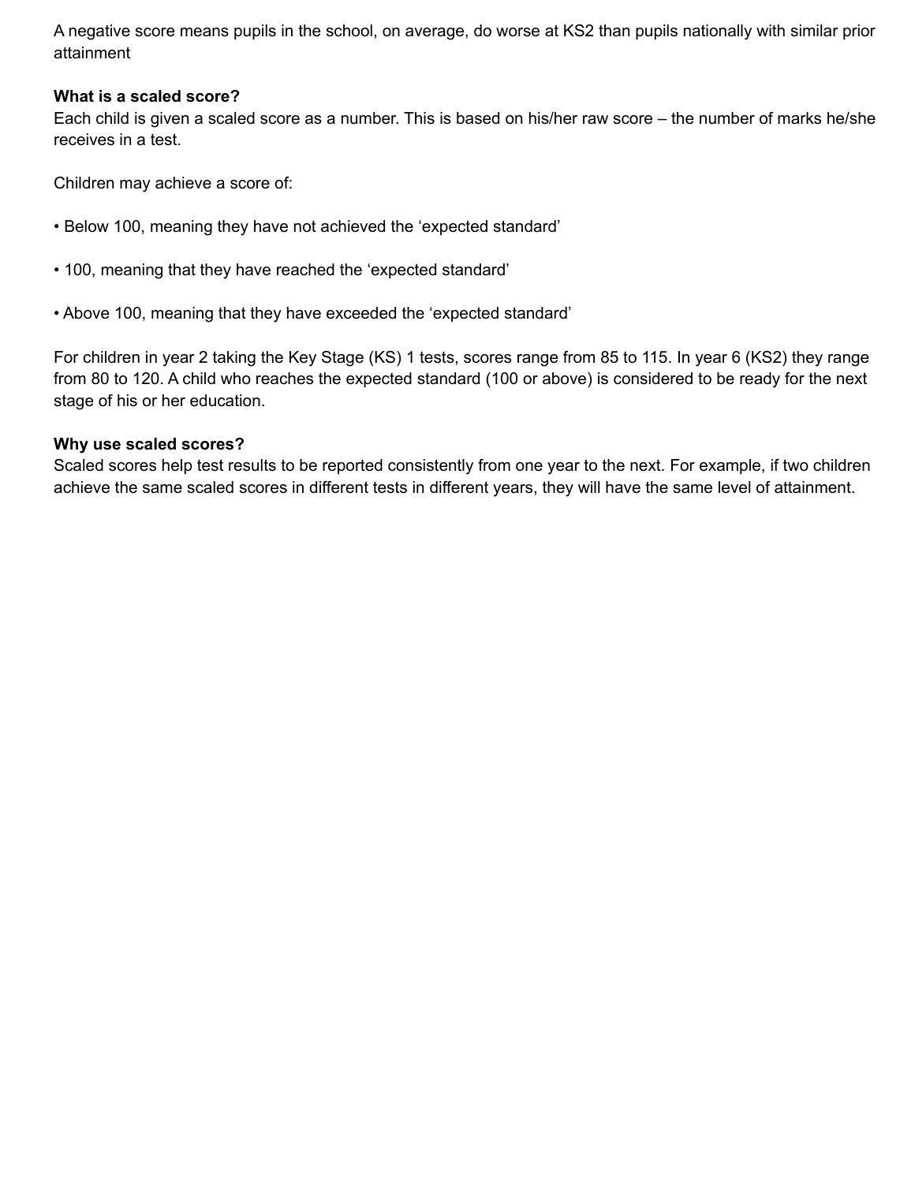A negative score means pupils in the school, on average, do worse at KS2 than pupils nationally with similar prior attainment

**What is a scaled score?**
Each child is given a scaled score as a number. This is based on his/her raw score – the number of marks he/she receives in a test.

Children may achieve a score of:

- Below 100, meaning they have not achieved the ‘expected standard’

- 100, meaning that they have reached the ‘expected standard’

- Above 100, meaning that they have exceeded the ‘expected standard’

For children in year 2 taking the Key Stage (KS) 1 tests, scores range from 85 to 115. In year 6 (KS2) they range from 80 to 120. A child who reaches the expected standard (100 or above) is considered to be ready for the next stage of his or her education.

**Why use scaled scores?**
Scaled scores help test results to be reported consistently from one year to the next. For example, if two children achieve the same scaled scores in different tests in different years, they will have the same level of attainment.